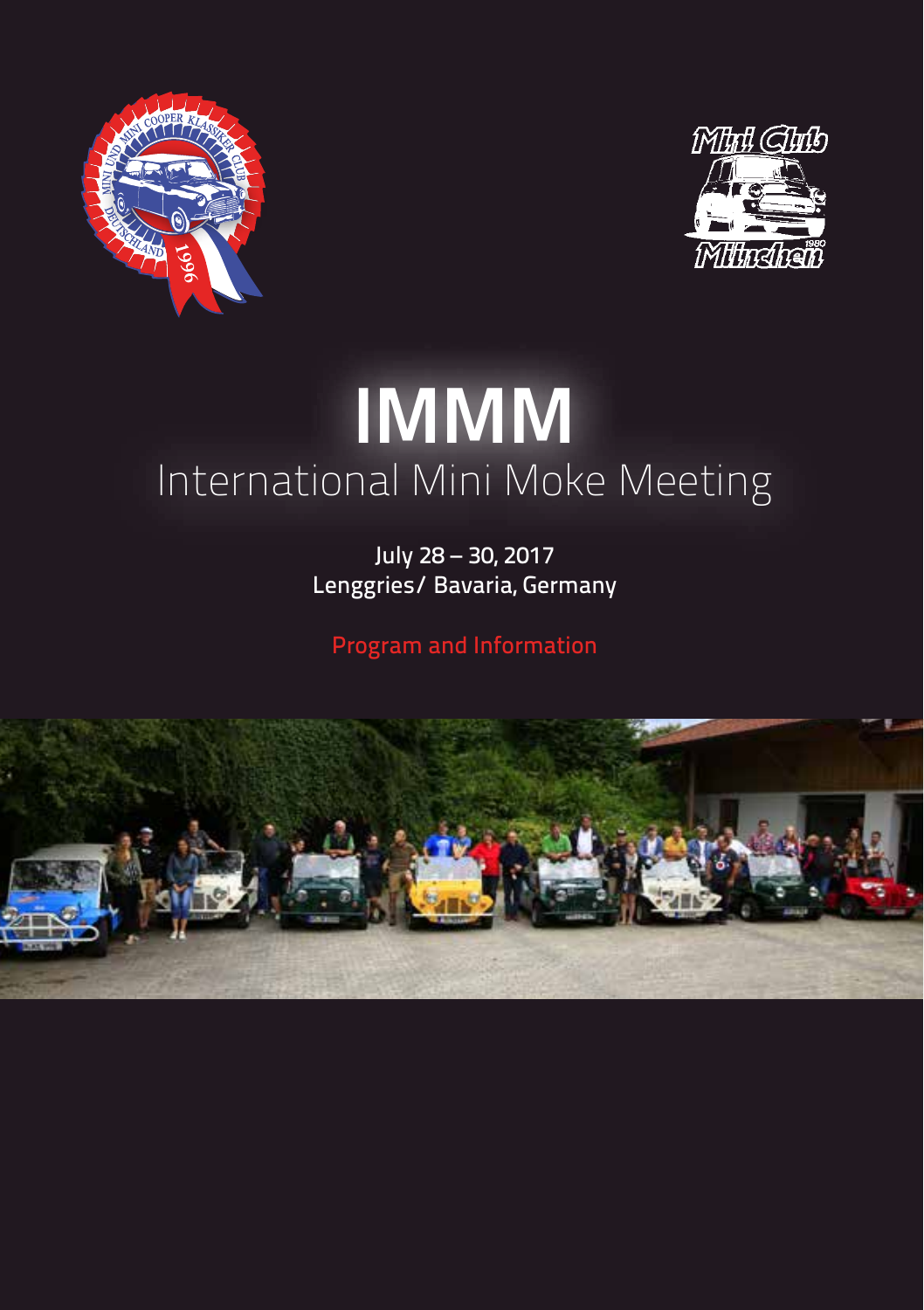# IMMM

## International Mini Moke Meeting

July 28 – 30, 2017
Lenggries/ Bavaria, Germany

Program and Information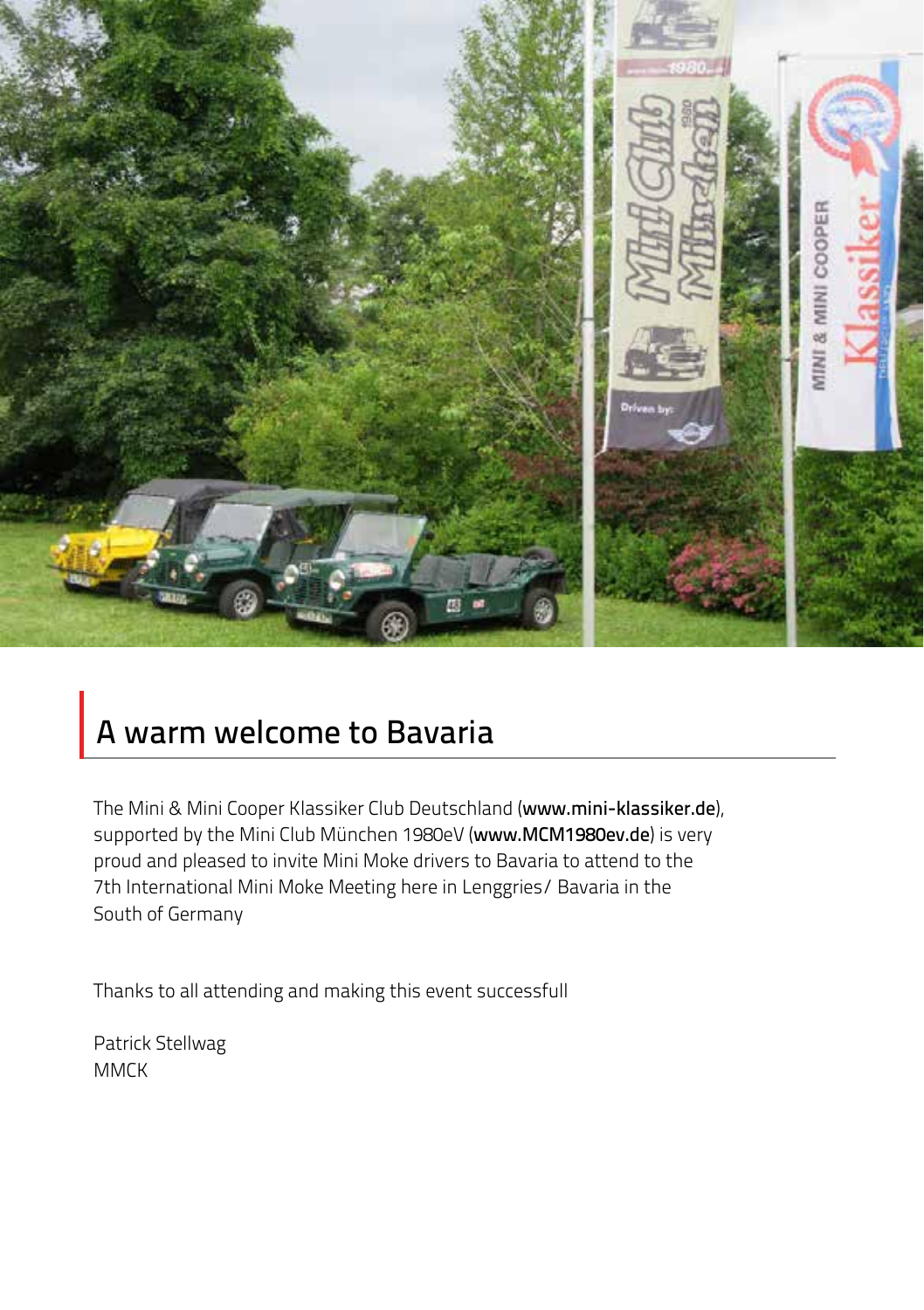## A warm welcome to Bavaria

The Mini & Mini Cooper Klassiker Club Deutschland (**www.mini-klassiker.de**), supported by the Mini Club München 1980eV (**www.MCM1980ev.de**) is very proud and pleased to invite Mini Moke drivers to Bavaria to attend to the 7th International Mini Moke Meeting here in Lenggries/ Bavaria in the South of Germany

Thanks to all attending and making this event successfull

Patrick Stellwag
MMCK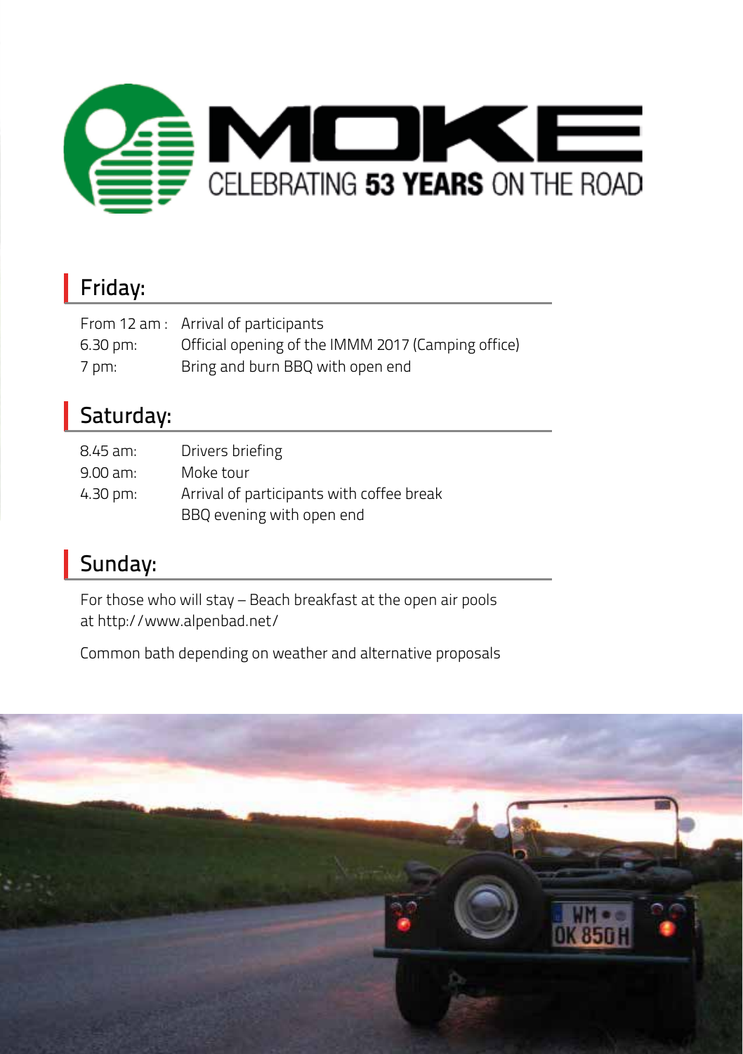# MOKE

CELEBRATING **53 YEARS** ON THE ROAD

## Friday:

| | |
|---|---|
| From 12 am : | Arrival of participants |
| 6.30 pm: | Official opening of the IMMM 2017 (Camping office) |
| 7 pm: | Bring and burn BBQ with open end |

## Saturday:

| | |
|---|---|
| 8.45 am: | Drivers briefing |
| 9.00 am: | Moke tour |
| 4.30 pm: | Arrival of participants with coffee break |
| | BBQ evening with open end |

## Sunday:

For those who will stay – Beach breakfast at the open air pools at http://www.alpenbad.net/

Common bath depending on weather and alternative proposals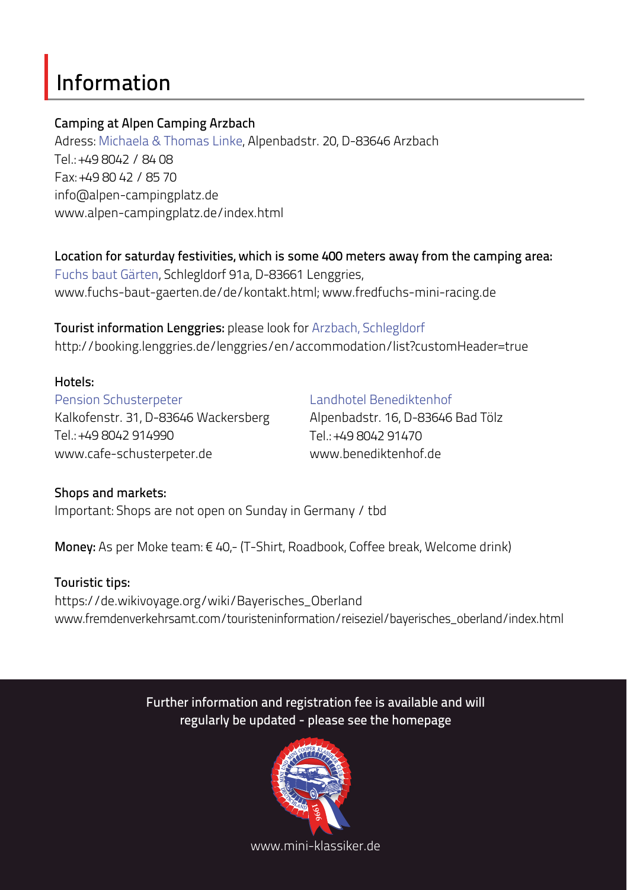# Information

**Camping at Alpen Camping Arzbach**
Adress: Michaela & Thomas Linke, Alpenbadstr. 20, D-83646 Arzbach
Tel.: +49 8042 / 84 08
Fax: +49 80 42 / 85 70
info@alpen-campingplatz.de
www.alpen-campingplatz.de/index.html

**Location for saturday festivities, which is some 400 meters away from the camping area:**
Fuchs baut Gärten, Schlegldorf 91a, D-83661 Lenggries,
www.fuchs-baut-gaerten.de/de/kontakt.html; www.fredfuchs-mini-racing.de

**Tourist information Lenggries:** please look for Arzbach, Schlegldorf
http://booking.lenggries.de/lenggries/en/accommodation/list?customHeader=true

**Hotels:**

Pension Schusterpeter
Kalkofenstr. 31, D-83646 Wackersberg
Tel.: +49 8042 914990
www.cafe-schusterpeter.de

Landhotel Benediktenhof
Alpenbadstr. 16, D-83646 Bad Tölz
Tel.: +49 8042 91470
www.benediktenhof.de

**Shops and markets:**
Important: Shops are not open on Sunday in Germany / tbd

**Money:** As per Moke team: € 40,- (T-Shirt, Roadbook, Coffee break, Welcome drink)

**Touristic tips:**
https://de.wikivoyage.org/wiki/Bayerisches_Oberland
www.fremdenverkehrsamt.com/touristeninformation/reiseziel/bayerisches_oberland/index.html

Further information and registration fee is available and will regularly be updated - please see the homepage

www.mini-klassiker.de